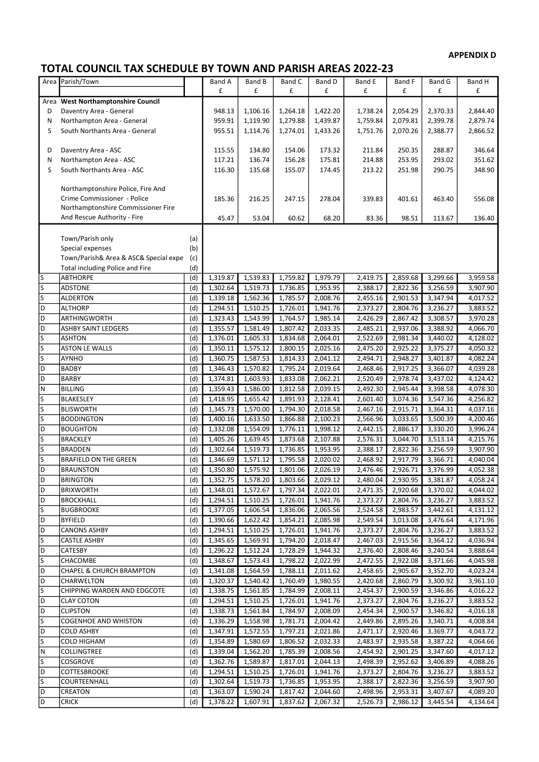**APPENDIX D**

# TOTAL COUNCIL TAX SCHEDULE BY TOWN AND PARISH AREAS 2022-23

| Area | Parish/Town | | Band A | Band B | Band C | Band D | Band E | Band F | Band G | Band H |
|---|---|---|---|---|---|---|---|---|---|---|
| | | | £ | £ | £ | £ | £ | £ | £ | £ |
| Area | **West Northamptonshire Council** | | | | | | | | | |
| D | Daventry Area - General | | 948.13 | 1,106.16 | 1,264.18 | 1,422.20 | 1,738.24 | 2,054.29 | 2,370.33 | 2,844.40 |
| N | Northampton Area - General | | 959.91 | 1,119.90 | 1,279.88 | 1,439.87 | 1,759.84 | 2,079.81 | 2,399.78 | 2,879.74 |
| S | South Northants Area - General | | 955.51 | 1,114.76 | 1,274.01 | 1,433.26 | 1,751.76 | 2,070.26 | 2,388.77 | 2,866.52 |
| D | Daventry Area - ASC | | 115.55 | 134.80 | 154.06 | 173.32 | 211.84 | 250.35 | 288.87 | 346.64 |
| N | Northampton Area - ASC | | 117.21 | 136.74 | 156.28 | 175.81 | 214.88 | 253.95 | 293.02 | 351.62 |
| S | South Northants Area - ASC | | 116.30 | 135.68 | 155.07 | 174.45 | 213.22 | 251.98 | 290.75 | 348.90 |
| | Northamptonshire Police, Fire And Crime Commissioner - Police | | 185.36 | 216.25 | 247.15 | 278.04 | 339.83 | 401.61 | 463.40 | 556.08 |
| | Northamptonshire Commissioner Fire And Rescue Authority - Fire | | 45.47 | 53.04 | 60.62 | 68.20 | 83.36 | 98.51 | 113.67 | 136.40 |
| | Town/Parish only | (a) | | | | | | | | |
| | Special expenses | (b) | | | | | | | | |
| | Town/Parish& Area & ASC& Special expe | (c) | | | | | | | | |
| | Total including Police and Fire | (d) | | | | | | | | |
| S | ABTHORPE | (d) | 1,319.87 | 1,539.83 | 1,759.82 | 1,979.79 | 2,419.75 | 2,859.68 | 3,299.66 | 3,959.58 |
| S | ADSTONE | (d) | 1,302.64 | 1,519.73 | 1,736.85 | 1,953.95 | 2,388.17 | 2,822.36 | 3,256.59 | 3,907.90 |
| S | ALDERTON | (d) | 1,339.18 | 1,562.36 | 1,785.57 | 2,008.76 | 2,455.16 | 2,901.53 | 3,347.94 | 4,017.52 |
| D | ALTHORP | (d) | 1,294.51 | 1,510.25 | 1,726.01 | 1,941.76 | 2,373.27 | 2,804.76 | 3,236.27 | 3,883.52 |
| D | ARTHINGWORTH | (d) | 1,323.43 | 1,543.99 | 1,764.57 | 1,985.14 | 2,426.29 | 2,867.42 | 3,308.57 | 3,970.28 |
| D | ASHBY SAINT LEDGERS | (d) | 1,355.57 | 1,581.49 | 1,807.42 | 2,033.35 | 2,485.21 | 2,937.06 | 3,388.92 | 4,066.70 |
| S | ASHTON | (d) | 1,376.01 | 1,605.33 | 1,834.68 | 2,064.01 | 2,522.69 | 2,981.34 | 3,440.02 | 4,128.02 |
| S | ASTON LE WALLS | (d) | 1,350.11 | 1,575.12 | 1,800.15 | 2,025.16 | 2,475.20 | 2,925.22 | 3,375.27 | 4,050.32 |
| S | AYNHO | (d) | 1,360.75 | 1,587.53 | 1,814.33 | 2,041.12 | 2,494.71 | 2,948.27 | 3,401.87 | 4,082.24 |
| D | BADBY | (d) | 1,346.43 | 1,570.82 | 1,795.24 | 2,019.64 | 2,468.46 | 2,917.25 | 3,366.07 | 4,039.28 |
| D | BARBY | (d) | 1,374.81 | 1,603.93 | 1,833.08 | 2,062.21 | 2,520.49 | 2,978.74 | 3,437.02 | 4,124.42 |
| N | BILLING | (d) | 1,359.43 | 1,586.00 | 1,812.58 | 2,039.15 | 2,492.30 | 2,945.44 | 3,398.58 | 4,078.30 |
| S | BLAKESLEY | (d) | 1,418.95 | 1,655.42 | 1,891.93 | 2,128.41 | 2,601.40 | 3,074.36 | 3,547.36 | 4,256.82 |
| S | BLISWORTH | (d) | 1,345.73 | 1,570.00 | 1,794.30 | 2,018.58 | 2,467.16 | 2,915.71 | 3,364.31 | 4,037.16 |
| S | BODDINGTON | (d) | 1,400.16 | 1,633.50 | 1,866.88 | 2,100.23 | 2,566.96 | 3,033.65 | 3,500.39 | 4,200.46 |
| D | BOUGHTON | (d) | 1,332.08 | 1,554.09 | 1,776.11 | 1,998.12 | 2,442.15 | 2,886.17 | 3,330.20 | 3,996.24 |
| S | BRACKLEY | (d) | 1,405.26 | 1,639.45 | 1,873.68 | 2,107.88 | 2,576.31 | 3,044.70 | 3,513.14 | 4,215.76 |
| S | BRADDEN | (d) | 1,302.64 | 1,519.73 | 1,736.85 | 1,953.95 | 2,388.17 | 2,822.36 | 3,256.59 | 3,907.90 |
| S | BRAFIELD ON THE GREEN | (d) | 1,346.69 | 1,571.12 | 1,795.58 | 2,020.02 | 2,468.92 | 2,917.79 | 3,366.71 | 4,040.04 |
| D | BRAUNSTON | (d) | 1,350.80 | 1,575.92 | 1,801.06 | 2,026.19 | 2,476.46 | 2,926.71 | 3,376.99 | 4,052.38 |
| D | BRINGTON | (d) | 1,352.75 | 1,578.20 | 1,803.66 | 2,029.12 | 2,480.04 | 2,930.95 | 3,381.87 | 4,058.24 |
| D | BRIXWORTH | (d) | 1,348.01 | 1,572.67 | 1,797.34 | 2,022.01 | 2,471.35 | 2,920.68 | 3,370.02 | 4,044.02 |
| D | BROCKHALL | (d) | 1,294.51 | 1,510.25 | 1,726.01 | 1,941.76 | 2,373.27 | 2,804.76 | 3,236.27 | 3,883.52 |
| S | BUGBROOKE | (d) | 1,377.05 | 1,606.54 | 1,836.06 | 2,065.56 | 2,524.58 | 2,983.57 | 3,442.61 | 4,131.12 |
| D | BYFIELD | (d) | 1,390.66 | 1,622.42 | 1,854.21 | 2,085.98 | 2,549.54 | 3,013.08 | 3,476.64 | 4,171.96 |
| D | CANONS ASHBY | (d) | 1,294.51 | 1,510.25 | 1,726.01 | 1,941.76 | 2,373.27 | 2,804.76 | 3,236.27 | 3,883.52 |
| S | CASTLE ASHBY | (d) | 1,345.65 | 1,569.91 | 1,794.20 | 2,018.47 | 2,467.03 | 2,915.56 | 3,364.12 | 4,036.94 |
| D | CATESBY | (d) | 1,296.22 | 1,512.24 | 1,728.29 | 1,944.32 | 2,376.40 | 2,808.46 | 3,240.54 | 3,888.64 |
| S | CHACOMBE | (d) | 1,348.67 | 1,573.43 | 1,798.22 | 2,022.99 | 2,472.55 | 2,922.08 | 3,371.66 | 4,045.98 |
| D | CHAPEL & CHURCH BRAMPTON | (d) | 1,341.08 | 1,564.59 | 1,788.11 | 2,011.62 | 2,458.65 | 2,905.67 | 3,352.70 | 4,023.24 |
| D | CHARWELTON | (d) | 1,320.37 | 1,540.42 | 1,760.49 | 1,980.55 | 2,420.68 | 2,860.79 | 3,300.92 | 3,961.10 |
| S | CHIPPING WARDEN AND EDGCOTE | (d) | 1,338.75 | 1,561.85 | 1,784.99 | 2,008.11 | 2,454.37 | 2,900.59 | 3,346.86 | 4,016.22 |
| D | CLAY COTON | (d) | 1,294.51 | 1,510.25 | 1,726.01 | 1,941.76 | 2,373.27 | 2,804.76 | 3,236.27 | 3,883.52 |
| D | CLIPSTON | (d) | 1,338.73 | 1,561.84 | 1,784.97 | 2,008.09 | 2,454.34 | 2,900.57 | 3,346.82 | 4,016.18 |
| S | COGENHOE AND WHISTON | (d) | 1,336.29 | 1,558.98 | 1,781.71 | 2,004.42 | 2,449.86 | 2,895.26 | 3,340.71 | 4,008.84 |
| D | COLD ASHBY | (d) | 1,347.91 | 1,572.55 | 1,797.21 | 2,021.86 | 2,471.17 | 2,920.46 | 3,369.77 | 4,043.72 |
| S | COLD HIGHAM | (d) | 1,354.89 | 1,580.69 | 1,806.52 | 2,032.33 | 2,483.97 | 2,935.58 | 3,387.22 | 4,064.66 |
| N | COLLINGTREE | (d) | 1,339.04 | 1,562.20 | 1,785.39 | 2,008.56 | 2,454.92 | 2,901.25 | 3,347.60 | 4,017.12 |
| S | COSGROVE | (d) | 1,362.76 | 1,589.87 | 1,817.01 | 2,044.13 | 2,498.39 | 2,952.62 | 3,406.89 | 4,088.26 |
| D | COTTESBROOKE | (d) | 1,294.51 | 1,510.25 | 1,726.01 | 1,941.76 | 2,373.27 | 2,804.76 | 3,236.27 | 3,883.52 |
| S | COURTEENHALL | (d) | 1,302.64 | 1,519.73 | 1,736.85 | 1,953.95 | 2,388.17 | 2,822.36 | 3,256.59 | 3,907.90 |
| D | CREATON | (d) | 1,363.07 | 1,590.24 | 1,817.42 | 2,044.60 | 2,498.96 | 2,953.31 | 3,407.67 | 4,089.20 |
| D | CRICK | (d) | 1,378.22 | 1,607.91 | 1,837.62 | 2,067.32 | 2,526.73 | 2,986.12 | 3,445.54 | 4,134.64 |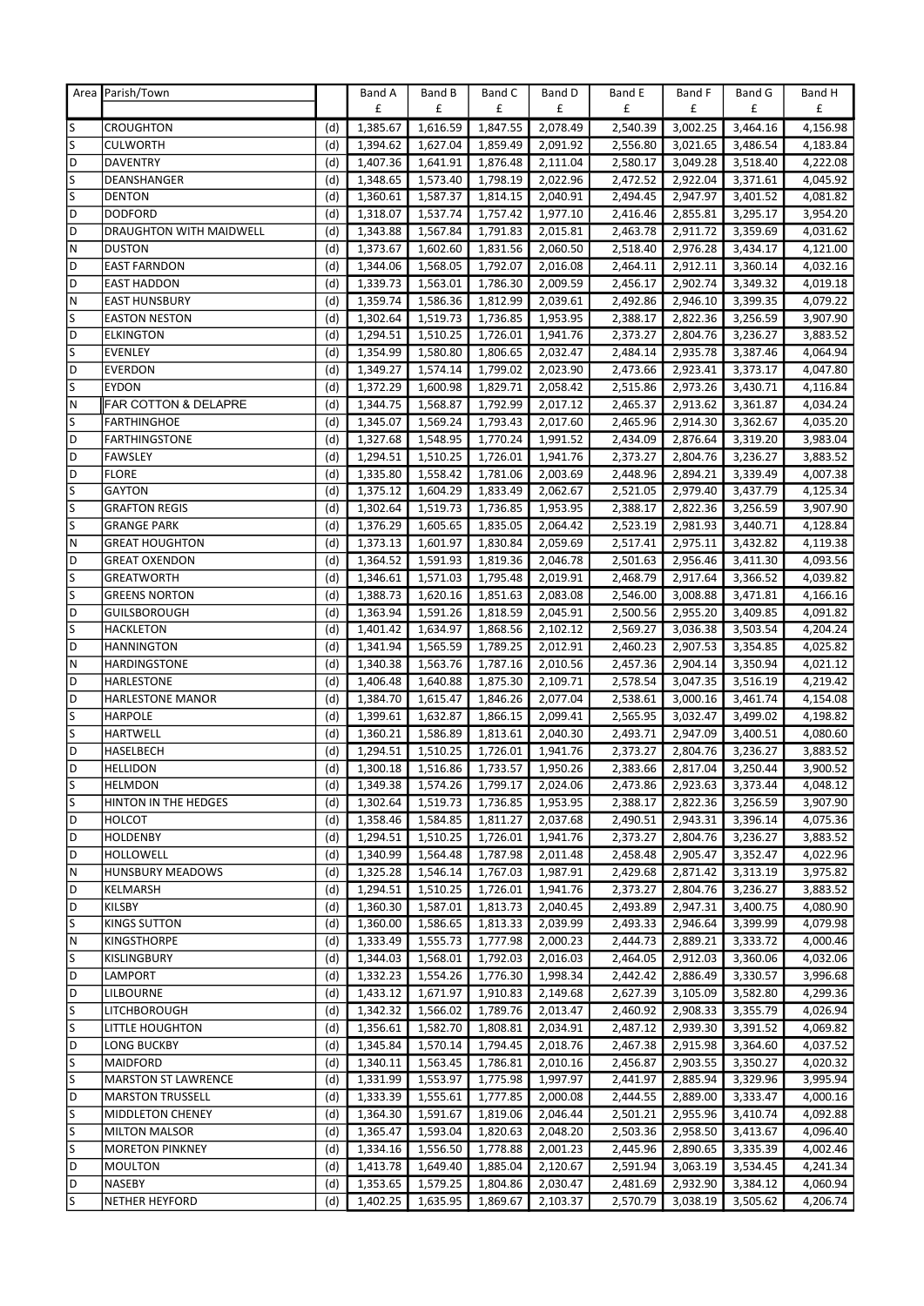| Area | Parish/Town | | Band A | Band B | Band C | Band D | Band E | Band F | Band G | Band H |
|---|---|---|---|---|---|---|---|---|---|---|
| | | | £ | £ | £ | £ | £ | £ | £ | £ |
| S | CROUGHTON | (d) | 1,385.67 | 1,616.59 | 1,847.55 | 2,078.49 | 2,540.39 | 3,002.25 | 3,464.16 | 4,156.98 |
| S | CULWORTH | (d) | 1,394.62 | 1,627.04 | 1,859.49 | 2,091.92 | 2,556.80 | 3,021.65 | 3,486.54 | 4,183.84 |
| D | DAVENTRY | (d) | 1,407.36 | 1,641.91 | 1,876.48 | 2,111.04 | 2,580.17 | 3,049.28 | 3,518.40 | 4,222.08 |
| S | DEANSHANGER | (d) | 1,348.65 | 1,573.40 | 1,798.19 | 2,022.96 | 2,472.52 | 2,922.04 | 3,371.61 | 4,045.92 |
| S | DENTON | (d) | 1,360.61 | 1,587.37 | 1,814.15 | 2,040.91 | 2,494.45 | 2,947.97 | 3,401.52 | 4,081.82 |
| D | DODFORD | (d) | 1,318.07 | 1,537.74 | 1,757.42 | 1,977.10 | 2,416.46 | 2,855.81 | 3,295.17 | 3,954.20 |
| D | DRAUGHTON WITH MAIDWELL | (d) | 1,343.88 | 1,567.84 | 1,791.83 | 2,015.81 | 2,463.78 | 2,911.72 | 3,359.69 | 4,031.62 |
| N | DUSTON | (d) | 1,373.67 | 1,602.60 | 1,831.56 | 2,060.50 | 2,518.40 | 2,976.28 | 3,434.17 | 4,121.00 |
| D | EAST FARNDON | (d) | 1,344.06 | 1,568.05 | 1,792.07 | 2,016.08 | 2,464.11 | 2,912.11 | 3,360.14 | 4,032.16 |
| D | EAST HADDON | (d) | 1,339.73 | 1,563.01 | 1,786.30 | 2,009.59 | 2,456.17 | 2,902.74 | 3,349.32 | 4,019.18 |
| N | EAST HUNSBURY | (d) | 1,359.74 | 1,586.36 | 1,812.99 | 2,039.61 | 2,492.86 | 2,946.10 | 3,399.35 | 4,079.22 |
| S | EASTON NESTON | (d) | 1,302.64 | 1,519.73 | 1,736.85 | 1,953.95 | 2,388.17 | 2,822.36 | 3,256.59 | 3,907.90 |
| D | ELKINGTON | (d) | 1,294.51 | 1,510.25 | 1,726.01 | 1,941.76 | 2,373.27 | 2,804.76 | 3,236.27 | 3,883.52 |
| S | EVENLEY | (d) | 1,354.99 | 1,580.80 | 1,806.65 | 2,032.47 | 2,484.14 | 2,935.78 | 3,387.46 | 4,064.94 |
| D | EVERDON | (d) | 1,349.27 | 1,574.14 | 1,799.02 | 2,023.90 | 2,473.66 | 2,923.41 | 3,373.17 | 4,047.80 |
| S | EYDON | (d) | 1,372.29 | 1,600.98 | 1,829.71 | 2,058.42 | 2,515.86 | 2,973.26 | 3,430.71 | 4,116.84 |
| N | FAR COTTON & DELAPRE | (d) | 1,344.75 | 1,568.87 | 1,792.99 | 2,017.12 | 2,465.37 | 2,913.62 | 3,361.87 | 4,034.24 |
| S | FARTHINGHOE | (d) | 1,345.07 | 1,569.24 | 1,793.43 | 2,017.60 | 2,465.96 | 2,914.30 | 3,362.67 | 4,035.20 |
| D | FARTHINGSTONE | (d) | 1,327.68 | 1,548.95 | 1,770.24 | 1,991.52 | 2,434.09 | 2,876.64 | 3,319.20 | 3,983.04 |
| D | FAWSLEY | (d) | 1,294.51 | 1,510.25 | 1,726.01 | 1,941.76 | 2,373.27 | 2,804.76 | 3,236.27 | 3,883.52 |
| D | FLORE | (d) | 1,335.80 | 1,558.42 | 1,781.06 | 2,003.69 | 2,448.96 | 2,894.21 | 3,339.49 | 4,007.38 |
| S | GAYTON | (d) | 1,375.12 | 1,604.29 | 1,833.49 | 2,062.67 | 2,521.05 | 2,979.40 | 3,437.79 | 4,125.34 |
| S | GRAFTON REGIS | (d) | 1,302.64 | 1,519.73 | 1,736.85 | 1,953.95 | 2,388.17 | 2,822.36 | 3,256.59 | 3,907.90 |
| S | GRANGE PARK | (d) | 1,376.29 | 1,605.65 | 1,835.05 | 2,064.42 | 2,523.19 | 2,981.93 | 3,440.71 | 4,128.84 |
| N | GREAT HOUGHTON | (d) | 1,373.13 | 1,601.97 | 1,830.84 | 2,059.69 | 2,517.41 | 2,975.11 | 3,432.82 | 4,119.38 |
| D | GREAT OXENDON | (d) | 1,364.52 | 1,591.93 | 1,819.36 | 2,046.78 | 2,501.63 | 2,956.46 | 3,411.30 | 4,093.56 |
| S | GREATWORTH | (d) | 1,346.61 | 1,571.03 | 1,795.48 | 2,019.91 | 2,468.79 | 2,917.64 | 3,366.52 | 4,039.82 |
| S | GREENS NORTON | (d) | 1,388.73 | 1,620.16 | 1,851.63 | 2,083.08 | 2,546.00 | 3,008.88 | 3,471.81 | 4,166.16 |
| D | GUILSBOROUGH | (d) | 1,363.94 | 1,591.26 | 1,818.59 | 2,045.91 | 2,500.56 | 2,955.20 | 3,409.85 | 4,091.82 |
| S | HACKLETON | (d) | 1,401.42 | 1,634.97 | 1,868.56 | 2,102.12 | 2,569.27 | 3,036.38 | 3,503.54 | 4,204.24 |
| D | HANNINGTON | (d) | 1,341.94 | 1,565.59 | 1,789.25 | 2,012.91 | 2,460.23 | 2,907.53 | 3,354.85 | 4,025.82 |
| N | HARDINGSTONE | (d) | 1,340.38 | 1,563.76 | 1,787.16 | 2,010.56 | 2,457.36 | 2,904.14 | 3,350.94 | 4,021.12 |
| D | HARLESTONE | (d) | 1,406.48 | 1,640.88 | 1,875.30 | 2,109.71 | 2,578.54 | 3,047.35 | 3,516.19 | 4,219.42 |
| D | HARLESTONE MANOR | (d) | 1,384.70 | 1,615.47 | 1,846.26 | 2,077.04 | 2,538.61 | 3,000.16 | 3,461.74 | 4,154.08 |
| S | HARPOLE | (d) | 1,399.61 | 1,632.87 | 1,866.15 | 2,099.41 | 2,565.95 | 3,032.47 | 3,499.02 | 4,198.82 |
| S | HARTWELL | (d) | 1,360.21 | 1,586.89 | 1,813.61 | 2,040.30 | 2,493.71 | 2,947.09 | 3,400.51 | 4,080.60 |
| D | HASELBECH | (d) | 1,294.51 | 1,510.25 | 1,726.01 | 1,941.76 | 2,373.27 | 2,804.76 | 3,236.27 | 3,883.52 |
| D | HELLIDON | (d) | 1,300.18 | 1,516.86 | 1,733.57 | 1,950.26 | 2,383.66 | 2,817.04 | 3,250.44 | 3,900.52 |
| S | HELMDON | (d) | 1,349.38 | 1,574.26 | 1,799.17 | 2,024.06 | 2,473.86 | 2,923.63 | 3,373.44 | 4,048.12 |
| S | HINTON IN THE HEDGES | (d) | 1,302.64 | 1,519.73 | 1,736.85 | 1,953.95 | 2,388.17 | 2,822.36 | 3,256.59 | 3,907.90 |
| D | HOLCOT | (d) | 1,358.46 | 1,584.85 | 1,811.27 | 2,037.68 | 2,490.51 | 2,943.31 | 3,396.14 | 4,075.36 |
| D | HOLDENBY | (d) | 1,294.51 | 1,510.25 | 1,726.01 | 1,941.76 | 2,373.27 | 2,804.76 | 3,236.27 | 3,883.52 |
| D | HOLLOWELL | (d) | 1,340.99 | 1,564.48 | 1,787.98 | 2,011.48 | 2,458.48 | 2,905.47 | 3,352.47 | 4,022.96 |
| N | HUNSBURY MEADOWS | (d) | 1,325.28 | 1,546.14 | 1,767.03 | 1,987.91 | 2,429.68 | 2,871.42 | 3,313.19 | 3,975.82 |
| D | KELMARSH | (d) | 1,294.51 | 1,510.25 | 1,726.01 | 1,941.76 | 2,373.27 | 2,804.76 | 3,236.27 | 3,883.52 |
| D | KILSBY | (d) | 1,360.30 | 1,587.01 | 1,813.73 | 2,040.45 | 2,493.89 | 2,947.31 | 3,400.75 | 4,080.90 |
| S | KINGS SUTTON | (d) | 1,360.00 | 1,586.65 | 1,813.33 | 2,039.99 | 2,493.33 | 2,946.64 | 3,399.99 | 4,079.98 |
| N | KINGSTHORPE | (d) | 1,333.49 | 1,555.73 | 1,777.98 | 2,000.23 | 2,444.73 | 2,889.21 | 3,333.72 | 4,000.46 |
| S | KISLINGBURY | (d) | 1,344.03 | 1,568.01 | 1,792.03 | 2,016.03 | 2,464.05 | 2,912.03 | 3,360.06 | 4,032.06 |
| D | LAMPORT | (d) | 1,332.23 | 1,554.26 | 1,776.30 | 1,998.34 | 2,442.42 | 2,886.49 | 3,330.57 | 3,996.68 |
| D | LILBOURNE | (d) | 1,433.12 | 1,671.97 | 1,910.83 | 2,149.68 | 2,627.39 | 3,105.09 | 3,582.80 | 4,299.36 |
| S | LITCHBOROUGH | (d) | 1,342.32 | 1,566.02 | 1,789.76 | 2,013.47 | 2,460.92 | 2,908.33 | 3,355.79 | 4,026.94 |
| S | LITTLE HOUGHTON | (d) | 1,356.61 | 1,582.70 | 1,808.81 | 2,034.91 | 2,487.12 | 2,939.30 | 3,391.52 | 4,069.82 |
| D | LONG BUCKBY | (d) | 1,345.84 | 1,570.14 | 1,794.45 | 2,018.76 | 2,467.38 | 2,915.98 | 3,364.60 | 4,037.52 |
| S | MAIDFORD | (d) | 1,340.11 | 1,563.45 | 1,786.81 | 2,010.16 | 2,456.87 | 2,903.55 | 3,350.27 | 4,020.32 |
| S | MARSTON ST LAWRENCE | (d) | 1,331.99 | 1,553.97 | 1,775.98 | 1,997.97 | 2,441.97 | 2,885.94 | 3,329.96 | 3,995.94 |
| D | MARSTON TRUSSELL | (d) | 1,333.39 | 1,555.61 | 1,777.85 | 2,000.08 | 2,444.55 | 2,889.00 | 3,333.47 | 4,000.16 |
| S | MIDDLETON CHENEY | (d) | 1,364.30 | 1,591.67 | 1,819.06 | 2,046.44 | 2,501.21 | 2,955.96 | 3,410.74 | 4,092.88 |
| S | MILTON MALSOR | (d) | 1,365.47 | 1,593.04 | 1,820.63 | 2,048.20 | 2,503.36 | 2,958.50 | 3,413.67 | 4,096.40 |
| S | MORETON PINKNEY | (d) | 1,334.16 | 1,556.50 | 1,778.88 | 2,001.23 | 2,445.96 | 2,890.65 | 3,335.39 | 4,002.46 |
| D | MOULTON | (d) | 1,413.78 | 1,649.40 | 1,885.04 | 2,120.67 | 2,591.94 | 3,063.19 | 3,534.45 | 4,241.34 |
| D | NASEBY | (d) | 1,353.65 | 1,579.25 | 1,804.86 | 2,030.47 | 2,481.69 | 2,932.90 | 3,384.12 | 4,060.94 |
| S | NETHER HEYFORD | (d) | 1,402.25 | 1,635.95 | 1,869.67 | 2,103.37 | 2,570.79 | 3,038.19 | 3,505.62 | 4,206.74 |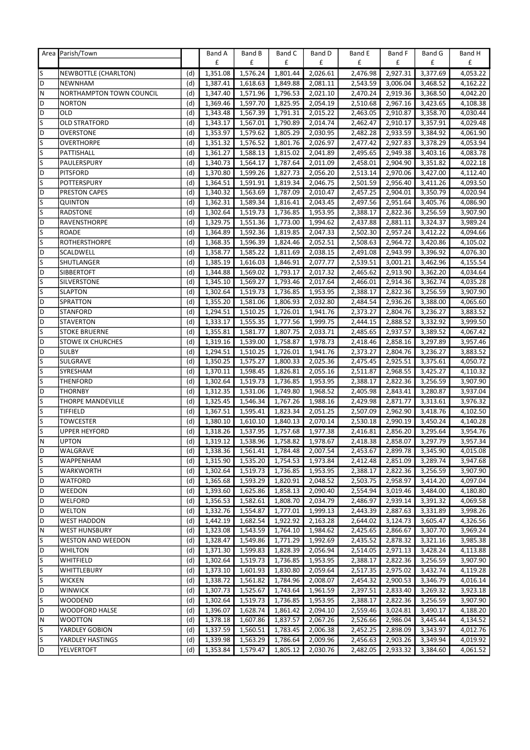| Area | Parish/Town | | Band A | Band B | Band C | Band D | Band E | Band F | Band G | Band H |
|---|---|---|---|---|---|---|---|---|---|---|
| | | | £ | £ | £ | £ | £ | £ | £ | £ |
| S | NEWBOTTLE (CHARLTON) | (d) | 1,351.08 | 1,576.24 | 1,801.44 | 2,026.61 | 2,476.98 | 2,927.31 | 3,377.69 | 4,053.22 |
| D | NEWNHAM | (d) | 1,387.41 | 1,618.63 | 1,849.88 | 2,081.11 | 2,543.59 | 3,006.04 | 3,468.52 | 4,162.22 |
| N | NORTHAMPTON TOWN COUNCIL | (d) | 1,347.40 | 1,571.96 | 1,796.53 | 2,021.10 | 2,470.24 | 2,919.36 | 3,368.50 | 4,042.20 |
| D | NORTON | (d) | 1,369.46 | 1,597.70 | 1,825.95 | 2,054.19 | 2,510.68 | 2,967.16 | 3,423.65 | 4,108.38 |
| D | OLD | (d) | 1,343.48 | 1,567.39 | 1,791.31 | 2,015.22 | 2,463.05 | 2,910.87 | 3,358.70 | 4,030.44 |
| S | OLD STRATFORD | (d) | 1,343.17 | 1,567.01 | 1,790.89 | 2,014.74 | 2,462.47 | 2,910.17 | 3,357.91 | 4,029.48 |
| D | OVERSTONE | (d) | 1,353.97 | 1,579.62 | 1,805.29 | 2,030.95 | 2,482.28 | 2,933.59 | 3,384.92 | 4,061.90 |
| S | OVERTHORPE | (d) | 1,351.32 | 1,576.52 | 1,801.76 | 2,026.97 | 2,477.42 | 2,927.83 | 3,378.29 | 4,053.94 |
| S | PATTISHALL | (d) | 1,361.27 | 1,588.13 | 1,815.02 | 2,041.89 | 2,495.65 | 2,949.38 | 3,403.16 | 4,083.78 |
| S | PAULERSPURY | (d) | 1,340.73 | 1,564.17 | 1,787.64 | 2,011.09 | 2,458.01 | 2,904.90 | 3,351.82 | 4,022.18 |
| D | PITSFORD | (d) | 1,370.80 | 1,599.26 | 1,827.73 | 2,056.20 | 2,513.14 | 2,970.06 | 3,427.00 | 4,112.40 |
| S | POTTERSPURY | (d) | 1,364.51 | 1,591.91 | 1,819.34 | 2,046.75 | 2,501.59 | 2,956.40 | 3,411.26 | 4,093.50 |
| D | PRESTON CAPES | (d) | 1,340.32 | 1,563.69 | 1,787.09 | 2,010.47 | 2,457.25 | 2,904.01 | 3,350.79 | 4,020.94 |
| S | QUINTON | (d) | 1,362.31 | 1,589.34 | 1,816.41 | 2,043.45 | 2,497.56 | 2,951.64 | 3,405.76 | 4,086.90 |
| S | RADSTONE | (d) | 1,302.64 | 1,519.73 | 1,736.85 | 1,953.95 | 2,388.17 | 2,822.36 | 3,256.59 | 3,907.90 |
| D | RAVENSTHORPE | (d) | 1,329.75 | 1,551.36 | 1,773.00 | 1,994.62 | 2,437.88 | 2,881.11 | 3,324.37 | 3,989.24 |
| S | ROADE | (d) | 1,364.89 | 1,592.36 | 1,819.85 | 2,047.33 | 2,502.30 | 2,957.24 | 3,412.22 | 4,094.66 |
| S | ROTHERSTHORPE | (d) | 1,368.35 | 1,596.39 | 1,824.46 | 2,052.51 | 2,508.63 | 2,964.72 | 3,420.86 | 4,105.02 |
| D | SCALDWELL | (d) | 1,358.77 | 1,585.22 | 1,811.69 | 2,038.15 | 2,491.08 | 2,943.99 | 3,396.92 | 4,076.30 |
| S | SHUTLANGER | (d) | 1,385.19 | 1,616.03 | 1,846.91 | 2,077.77 | 2,539.51 | 3,001.21 | 3,462.96 | 4,155.54 |
| D | SIBBERTOFT | (d) | 1,344.88 | 1,569.02 | 1,793.17 | 2,017.32 | 2,465.62 | 2,913.90 | 3,362.20 | 4,034.64 |
| S | SILVERSTONE | (d) | 1,345.10 | 1,569.27 | 1,793.46 | 2,017.64 | 2,466.01 | 2,914.36 | 3,362.74 | 4,035.28 |
| S | SLAPTON | (d) | 1,302.64 | 1,519.73 | 1,736.85 | 1,953.95 | 2,388.17 | 2,822.36 | 3,256.59 | 3,907.90 |
| D | SPRATTON | (d) | 1,355.20 | 1,581.06 | 1,806.93 | 2,032.80 | 2,484.54 | 2,936.26 | 3,388.00 | 4,065.60 |
| D | STANFORD | (d) | 1,294.51 | 1,510.25 | 1,726.01 | 1,941.76 | 2,373.27 | 2,804.76 | 3,236.27 | 3,883.52 |
| D | STAVERTON | (d) | 1,333.17 | 1,555.35 | 1,777.56 | 1,999.75 | 2,444.15 | 2,888.52 | 3,332.92 | 3,999.50 |
| S | STOKE BRUERNE | (d) | 1,355.81 | 1,581.77 | 1,807.75 | 2,033.71 | 2,485.65 | 2,937.57 | 3,389.52 | 4,067.42 |
| D | STOWE IX CHURCHES | (d) | 1,319.16 | 1,539.00 | 1,758.87 | 1,978.73 | 2,418.46 | 2,858.16 | 3,297.89 | 3,957.46 |
| D | SULBY | (d) | 1,294.51 | 1,510.25 | 1,726.01 | 1,941.76 | 2,373.27 | 2,804.76 | 3,236.27 | 3,883.52 |
| S | SULGRAVE | (d) | 1,350.25 | 1,575.27 | 1,800.33 | 2,025.36 | 2,475.45 | 2,925.51 | 3,375.61 | 4,050.72 |
| S | SYRESHAM | (d) | 1,370.11 | 1,598.45 | 1,826.81 | 2,055.16 | 2,511.87 | 2,968.55 | 3,425.27 | 4,110.32 |
| S | THENFORD | (d) | 1,302.64 | 1,519.73 | 1,736.85 | 1,953.95 | 2,388.17 | 2,822.36 | 3,256.59 | 3,907.90 |
| D | THORNBY | (d) | 1,312.35 | 1,531.06 | 1,749.80 | 1,968.52 | 2,405.98 | 2,843.41 | 3,280.87 | 3,937.04 |
| S | THORPE MANDEVILLE | (d) | 1,325.45 | 1,546.34 | 1,767.26 | 1,988.16 | 2,429.98 | 2,871.77 | 3,313.61 | 3,976.32 |
| S | TIFFIELD | (d) | 1,367.51 | 1,595.41 | 1,823.34 | 2,051.25 | 2,507.09 | 2,962.90 | 3,418.76 | 4,102.50 |
| S | TOWCESTER | (d) | 1,380.10 | 1,610.10 | 1,840.13 | 2,070.14 | 2,530.18 | 2,990.19 | 3,450.24 | 4,140.28 |
| S | UPPER HEYFORD | (d) | 1,318.26 | 1,537.95 | 1,757.68 | 1,977.38 | 2,416.81 | 2,856.20 | 3,295.64 | 3,954.76 |
| N | UPTON | (d) | 1,319.12 | 1,538.96 | 1,758.82 | 1,978.67 | 2,418.38 | 2,858.07 | 3,297.79 | 3,957.34 |
| D | WALGRAVE | (d) | 1,338.36 | 1,561.41 | 1,784.48 | 2,007.54 | 2,453.67 | 2,899.78 | 3,345.90 | 4,015.08 |
| S | WAPPENHAM | (d) | 1,315.90 | 1,535.20 | 1,754.53 | 1,973.84 | 2,412.48 | 2,851.09 | 3,289.74 | 3,947.68 |
| S | WARKWORTH | (d) | 1,302.64 | 1,519.73 | 1,736.85 | 1,953.95 | 2,388.17 | 2,822.36 | 3,256.59 | 3,907.90 |
| D | WATFORD | (d) | 1,365.68 | 1,593.29 | 1,820.91 | 2,048.52 | 2,503.75 | 2,958.97 | 3,414.20 | 4,097.04 |
| D | WEEDON | (d) | 1,393.60 | 1,625.86 | 1,858.13 | 2,090.40 | 2,554.94 | 3,019.46 | 3,484.00 | 4,180.80 |
| D | WELFORD | (d) | 1,356.53 | 1,582.61 | 1,808.70 | 2,034.79 | 2,486.97 | 2,939.14 | 3,391.32 | 4,069.58 |
| D | WELTON | (d) | 1,332.76 | 1,554.87 | 1,777.01 | 1,999.13 | 2,443.39 | 2,887.63 | 3,331.89 | 3,998.26 |
| D | WEST HADDON | (d) | 1,442.19 | 1,682.54 | 1,922.92 | 2,163.28 | 2,644.02 | 3,124.73 | 3,605.47 | 4,326.56 |
| N | WEST HUNSBURY | (d) | 1,323.08 | 1,543.59 | 1,764.10 | 1,984.62 | 2,425.65 | 2,866.67 | 3,307.70 | 3,969.24 |
| S | WESTON AND WEEDON | (d) | 1,328.47 | 1,549.86 | 1,771.29 | 1,992.69 | 2,435.52 | 2,878.32 | 3,321.16 | 3,985.38 |
| D | WHILTON | (d) | 1,371.30 | 1,599.83 | 1,828.39 | 2,056.94 | 2,514.05 | 2,971.13 | 3,428.24 | 4,113.88 |
| S | WHITFIELD | (d) | 1,302.64 | 1,519.73 | 1,736.85 | 1,953.95 | 2,388.17 | 2,822.36 | 3,256.59 | 3,907.90 |
| S | WHITTLEBURY | (d) | 1,373.10 | 1,601.93 | 1,830.80 | 2,059.64 | 2,517.35 | 2,975.02 | 3,432.74 | 4,119.28 |
| S | WICKEN | (d) | 1,338.72 | 1,561.82 | 1,784.96 | 2,008.07 | 2,454.32 | 2,900.53 | 3,346.79 | 4,016.14 |
| D | WINWICK | (d) | 1,307.73 | 1,525.67 | 1,743.64 | 1,961.59 | 2,397.51 | 2,833.40 | 3,269.32 | 3,923.18 |
| S | WOODEND | (d) | 1,302.64 | 1,519.73 | 1,736.85 | 1,953.95 | 2,388.17 | 2,822.36 | 3,256.59 | 3,907.90 |
| D | WOODFORD HALSE | (d) | 1,396.07 | 1,628.74 | 1,861.42 | 2,094.10 | 2,559.46 | 3,024.81 | 3,490.17 | 4,188.20 |
| N | WOOTTON | (d) | 1,378.18 | 1,607.86 | 1,837.57 | 2,067.26 | 2,526.66 | 2,986.04 | 3,445.44 | 4,134.52 |
| S | YARDLEY GOBION | (d) | 1,337.59 | 1,560.51 | 1,783.45 | 2,006.38 | 2,452.25 | 2,898.09 | 3,343.97 | 4,012.76 |
| S | YARDLEY HASTINGS | (d) | 1,339.98 | 1,563.29 | 1,786.64 | 2,009.96 | 2,456.63 | 2,903.26 | 3,349.94 | 4,019.92 |
| D | YELVERTOFT | (d) | 1,353.84 | 1,579.47 | 1,805.12 | 2,030.76 | 2,482.05 | 2,933.32 | 3,384.60 | 4,061.52 |